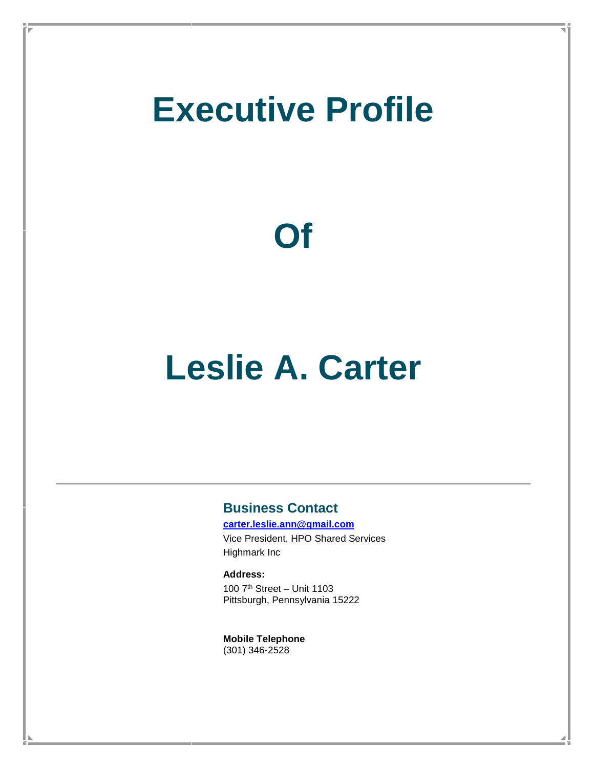# Executive Profile

# Of

# Leslie A. Carter

---

## Business Contact

**carter.leslie.ann@gmail.com**

Vice President, HPO Shared Services

Highmark Inc

**Address:**

100 7th Street – Unit 1103
Pittsburgh, Pennsylvania 15222

**Mobile Telephone**
(301) 346-2528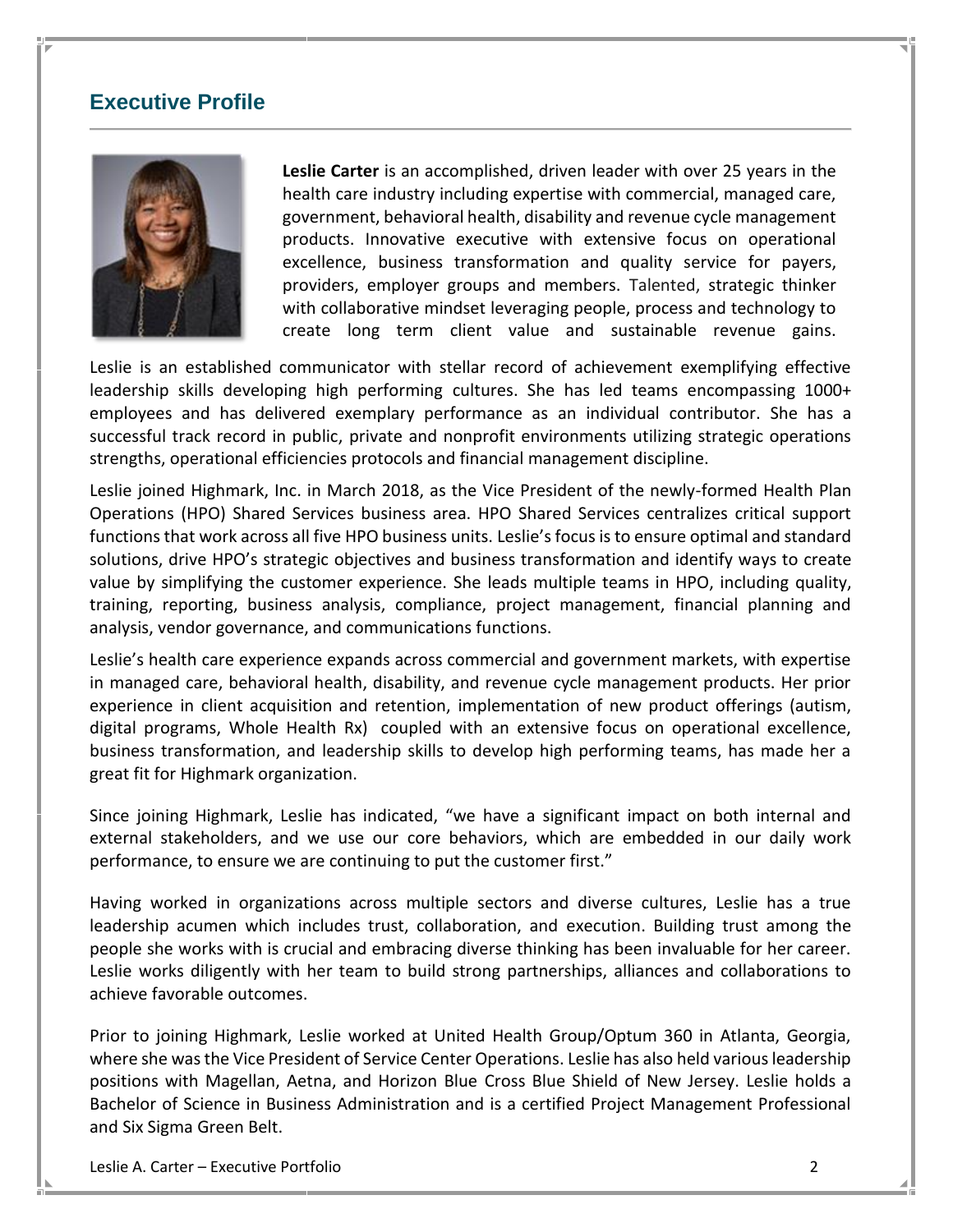## Executive Profile

**Leslie Carter** is an accomplished, driven leader with over 25 years in the health care industry including expertise with commercial, managed care, government, behavioral health, disability and revenue cycle management products. Innovative executive with extensive focus on operational excellence, business transformation and quality service for payers, providers, employer groups and members. Talented, strategic thinker with collaborative mindset leveraging people, process and technology to create long term client value and sustainable revenue gains.

Leslie is an established communicator with stellar record of achievement exemplifying effective leadership skills developing high performing cultures. She has led teams encompassing 1000+ employees and has delivered exemplary performance as an individual contributor. She has a successful track record in public, private and nonprofit environments utilizing strategic operations strengths, operational efficiencies protocols and financial management discipline.

Leslie joined Highmark, Inc. in March 2018, as the Vice President of the newly-formed Health Plan Operations (HPO) Shared Services business area. HPO Shared Services centralizes critical support functions that work across all five HPO business units. Leslie's focus is to ensure optimal and standard solutions, drive HPO's strategic objectives and business transformation and identify ways to create value by simplifying the customer experience. She leads multiple teams in HPO, including quality, training, reporting, business analysis, compliance, project management, financial planning and analysis, vendor governance, and communications functions.

Leslie's health care experience expands across commercial and government markets, with expertise in managed care, behavioral health, disability, and revenue cycle management products. Her prior experience in client acquisition and retention, implementation of new product offerings (autism, digital programs, Whole Health Rx) coupled with an extensive focus on operational excellence, business transformation, and leadership skills to develop high performing teams, has made her a great fit for Highmark organization.

Since joining Highmark, Leslie has indicated, "we have a significant impact on both internal and external stakeholders, and we use our core behaviors, which are embedded in our daily work performance, to ensure we are continuing to put the customer first."

Having worked in organizations across multiple sectors and diverse cultures, Leslie has a true leadership acumen which includes trust, collaboration, and execution. Building trust among the people she works with is crucial and embracing diverse thinking has been invaluable for her career. Leslie works diligently with her team to build strong partnerships, alliances and collaborations to achieve favorable outcomes.

Prior to joining Highmark, Leslie worked at United Health Group/Optum 360 in Atlanta, Georgia, where she was the Vice President of Service Center Operations. Leslie has also held various leadership positions with Magellan, Aetna, and Horizon Blue Cross Blue Shield of New Jersey. Leslie holds a Bachelor of Science in Business Administration and is a certified Project Management Professional and Six Sigma Green Belt.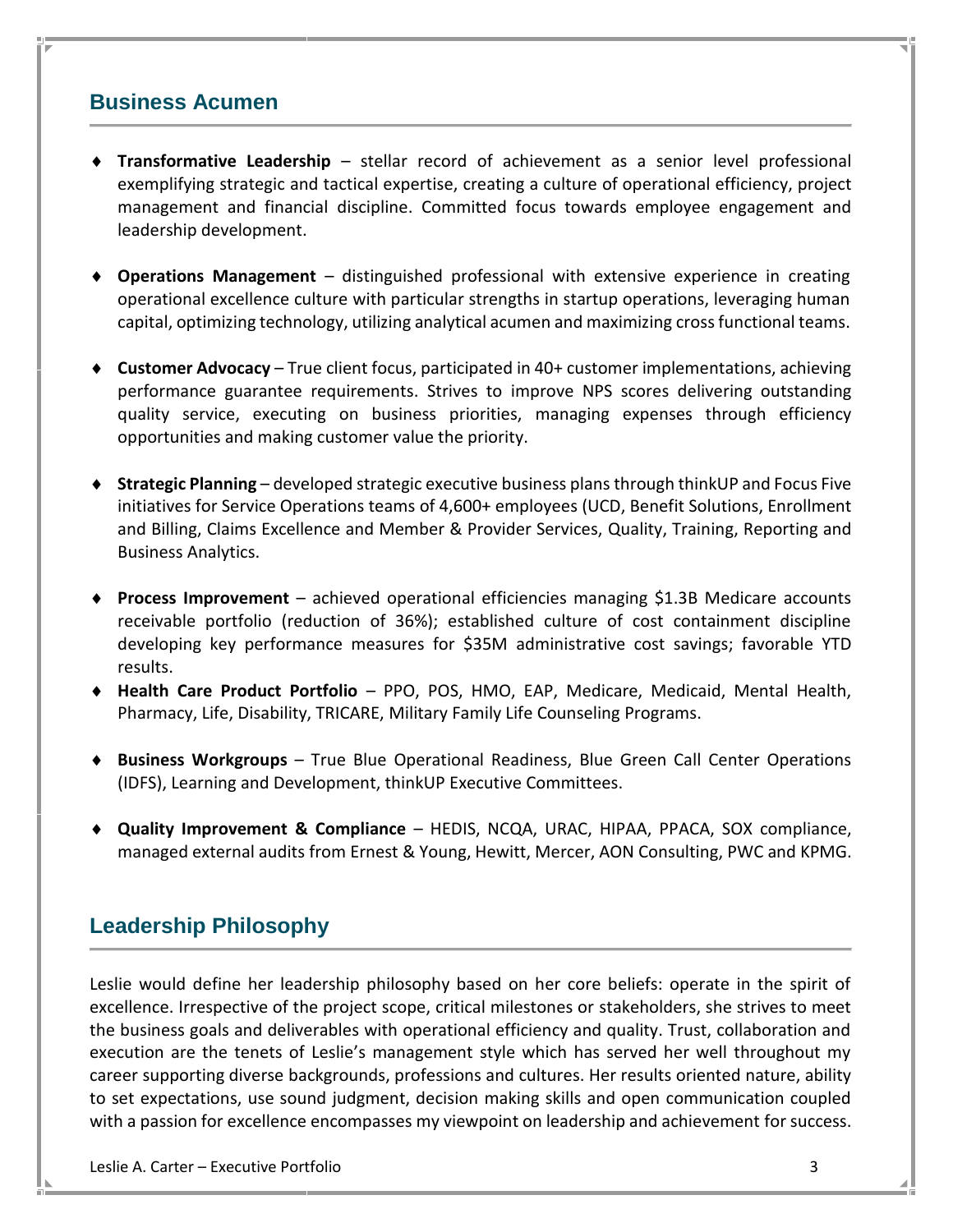## Business Acumen

- **Transformative Leadership** – stellar record of achievement as a senior level professional exemplifying strategic and tactical expertise, creating a culture of operational efficiency, project management and financial discipline. Committed focus towards employee engagement and leadership development.

- **Operations Management** – distinguished professional with extensive experience in creating operational excellence culture with particular strengths in startup operations, leveraging human capital, optimizing technology, utilizing analytical acumen and maximizing cross functional teams.

- **Customer Advocacy** – True client focus, participated in 40+ customer implementations, achieving performance guarantee requirements. Strives to improve NPS scores delivering outstanding quality service, executing on business priorities, managing expenses through efficiency opportunities and making customer value the priority.

- **Strategic Planning** – developed strategic executive business plans through thinkUP and Focus Five initiatives for Service Operations teams of 4,600+ employees (UCD, Benefit Solutions, Enrollment and Billing, Claims Excellence and Member & Provider Services, Quality, Training, Reporting and Business Analytics.

- **Process Improvement** – achieved operational efficiencies managing $1.3B Medicare accounts receivable portfolio (reduction of 36%); established culture of cost containment discipline developing key performance measures for $35M administrative cost savings; favorable YTD results.
- **Health Care Product Portfolio** – PPO, POS, HMO, EAP, Medicare, Medicaid, Mental Health, Pharmacy, Life, Disability, TRICARE, Military Family Life Counseling Programs.

- **Business Workgroups** – True Blue Operational Readiness, Blue Green Call Center Operations (IDFS), Learning and Development, thinkUP Executive Committees.

- **Quality Improvement & Compliance** – HEDIS, NCQA, URAC, HIPAA, PPACA, SOX compliance, managed external audits from Ernest & Young, Hewitt, Mercer, AON Consulting, PWC and KPMG.

## Leadership Philosophy

Leslie would define her leadership philosophy based on her core beliefs: operate in the spirit of excellence. Irrespective of the project scope, critical milestones or stakeholders, she strives to meet the business goals and deliverables with operational efficiency and quality. Trust, collaboration and execution are the tenets of Leslie's management style which has served her well throughout my career supporting diverse backgrounds, professions and cultures. Her results oriented nature, ability to set expectations, use sound judgment, decision making skills and open communication coupled with a passion for excellence encompasses my viewpoint on leadership and achievement for success.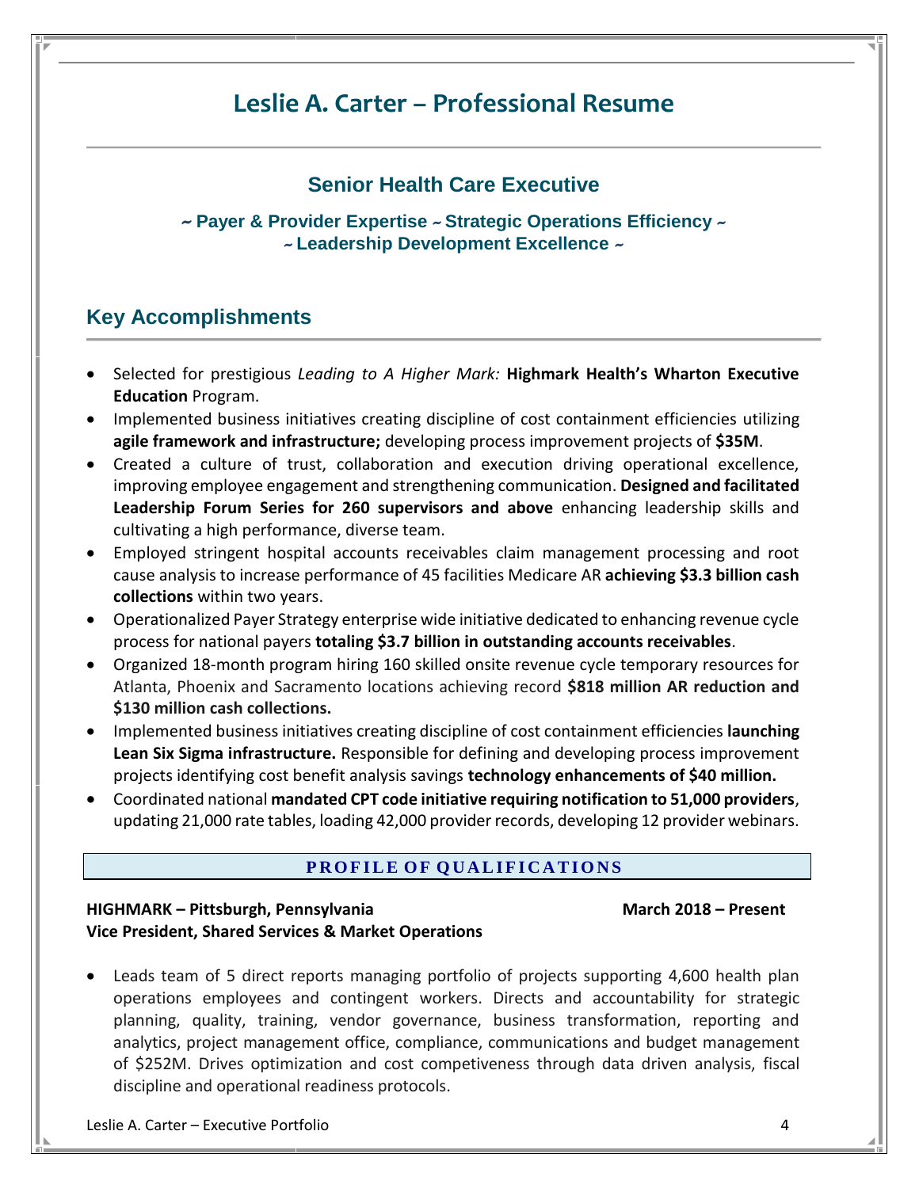# Leslie A. Carter – Professional Resume

## Senior Health Care Executive

**~ Payer & Provider Expertise ~ Strategic Operations Efficiency ~**
**~ Leadership Development Excellence ~**

## Key Accomplishments

- Selected for prestigious *Leading to A Higher Mark:* **Highmark Health's Wharton Executive Education** Program.
- Implemented business initiatives creating discipline of cost containment efficiencies utilizing **agile framework and infrastructure;** developing process improvement projects of **$35M**.
- Created a culture of trust, collaboration and execution driving operational excellence, improving employee engagement and strengthening communication. **Designed and facilitated Leadership Forum Series for 260 supervisors and above** enhancing leadership skills and cultivating a high performance, diverse team.
- Employed stringent hospital accounts receivables claim management processing and root cause analysis to increase performance of 45 facilities Medicare AR **achieving $3.3 billion cash collections** within two years.
- Operationalized Payer Strategy enterprise wide initiative dedicated to enhancing revenue cycle process for national payers **totaling $3.7 billion in outstanding accounts receivables**.
- Organized 18-month program hiring 160 skilled onsite revenue cycle temporary resources for Atlanta, Phoenix and Sacramento locations achieving record **$818 million AR reduction and $130 million cash collections.**
- Implemented business initiatives creating discipline of cost containment efficiencies **launching Lean Six Sigma infrastructure.** Responsible for defining and developing process improvement projects identifying cost benefit analysis savings **technology enhancements of $40 million.**
- Coordinated national **mandated CPT code initiative requiring notification to 51,000 providers**, updating 21,000 rate tables, loading 42,000 provider records, developing 12 provider webinars.

## PROFILE OF QUALIFICATIONS

**HIGHMARK – Pittsburgh, Pennsylvania** **March 2018 – Present**
**Vice President, Shared Services & Market Operations**

- Leads team of 5 direct reports managing portfolio of projects supporting 4,600 health plan operations employees and contingent workers. Directs and accountability for strategic planning, quality, training, vendor governance, business transformation, reporting and analytics, project management office, compliance, communications and budget management of $252M. Drives optimization and cost competiveness through data driven analysis, fiscal discipline and operational readiness protocols.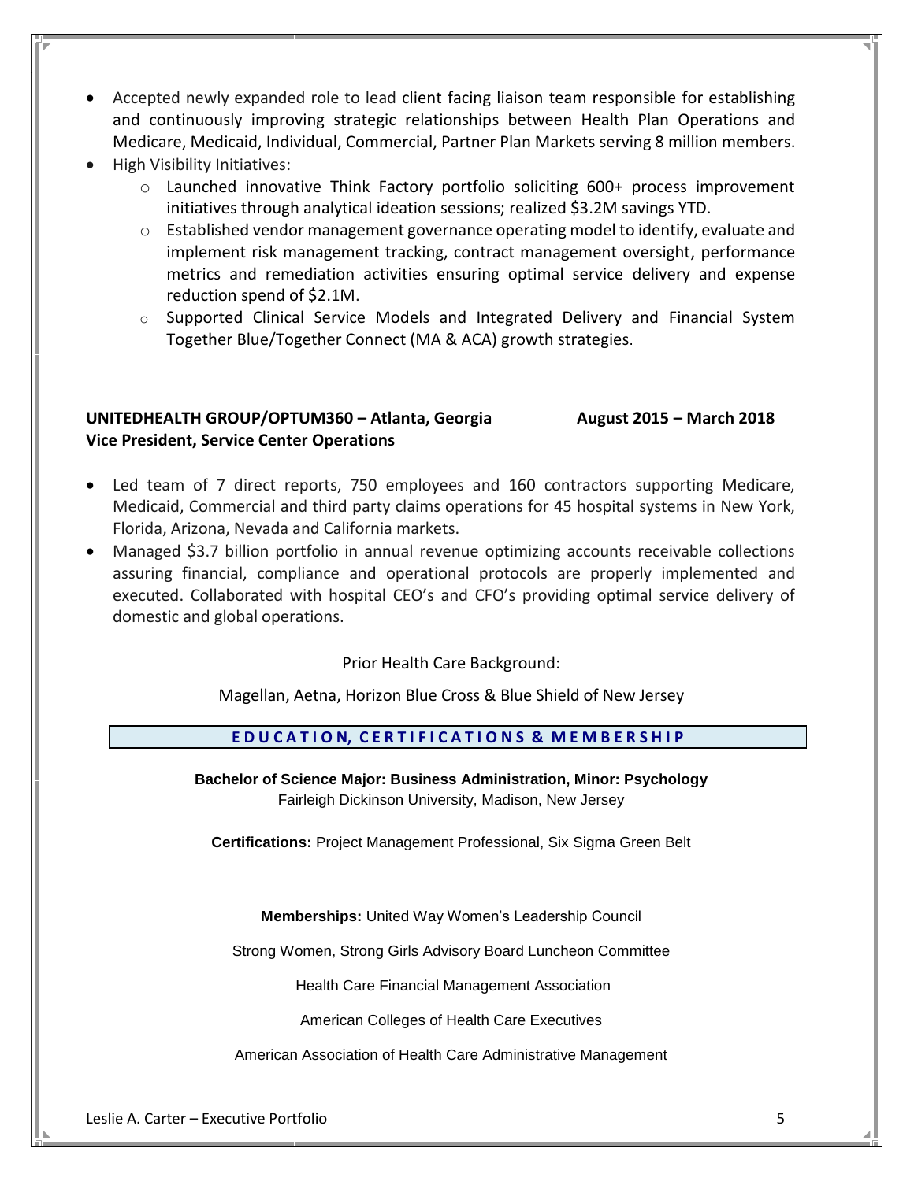- Accepted newly expanded role to lead client facing liaison team responsible for establishing and continuously improving strategic relationships between Health Plan Operations and Medicare, Medicaid, Individual, Commercial, Partner Plan Markets serving 8 million members.
- High Visibility Initiatives:
  - Launched innovative Think Factory portfolio soliciting 600+ process improvement initiatives through analytical ideation sessions; realized $3.2M savings YTD.
  - Established vendor management governance operating model to identify, evaluate and implement risk management tracking, contract management oversight, performance metrics and remediation activities ensuring optimal service delivery and expense reduction spend of $2.1M.
  - Supported Clinical Service Models and Integrated Delivery and Financial System Together Blue/Together Connect (MA & ACA) growth strategies.

**UNITEDHEALTH GROUP/OPTUM360 – Atlanta, Georgia** **August 2015 – March 2018**
**Vice President, Service Center Operations**

- Led team of 7 direct reports, 750 employees and 160 contractors supporting Medicare, Medicaid, Commercial and third party claims operations for 45 hospital systems in New York, Florida, Arizona, Nevada and California markets.
- Managed $3.7 billion portfolio in annual revenue optimizing accounts receivable collections assuring financial, compliance and operational protocols are properly implemented and executed. Collaborated with hospital CEO's and CFO's providing optimal service delivery of domestic and global operations.

Prior Health Care Background:

Magellan, Aetna, Horizon Blue Cross & Blue Shield of New Jersey

## EDUCATION, CERTIFICATIONS & MEMBERSHIP

**Bachelor of Science Major: Business Administration, Minor: Psychology**
Fairleigh Dickinson University, Madison, New Jersey

**Certifications:** Project Management Professional, Six Sigma Green Belt

**Memberships:** United Way Women's Leadership Council

Strong Women, Strong Girls Advisory Board Luncheon Committee

Health Care Financial Management Association

American Colleges of Health Care Executives

American Association of Health Care Administrative Management